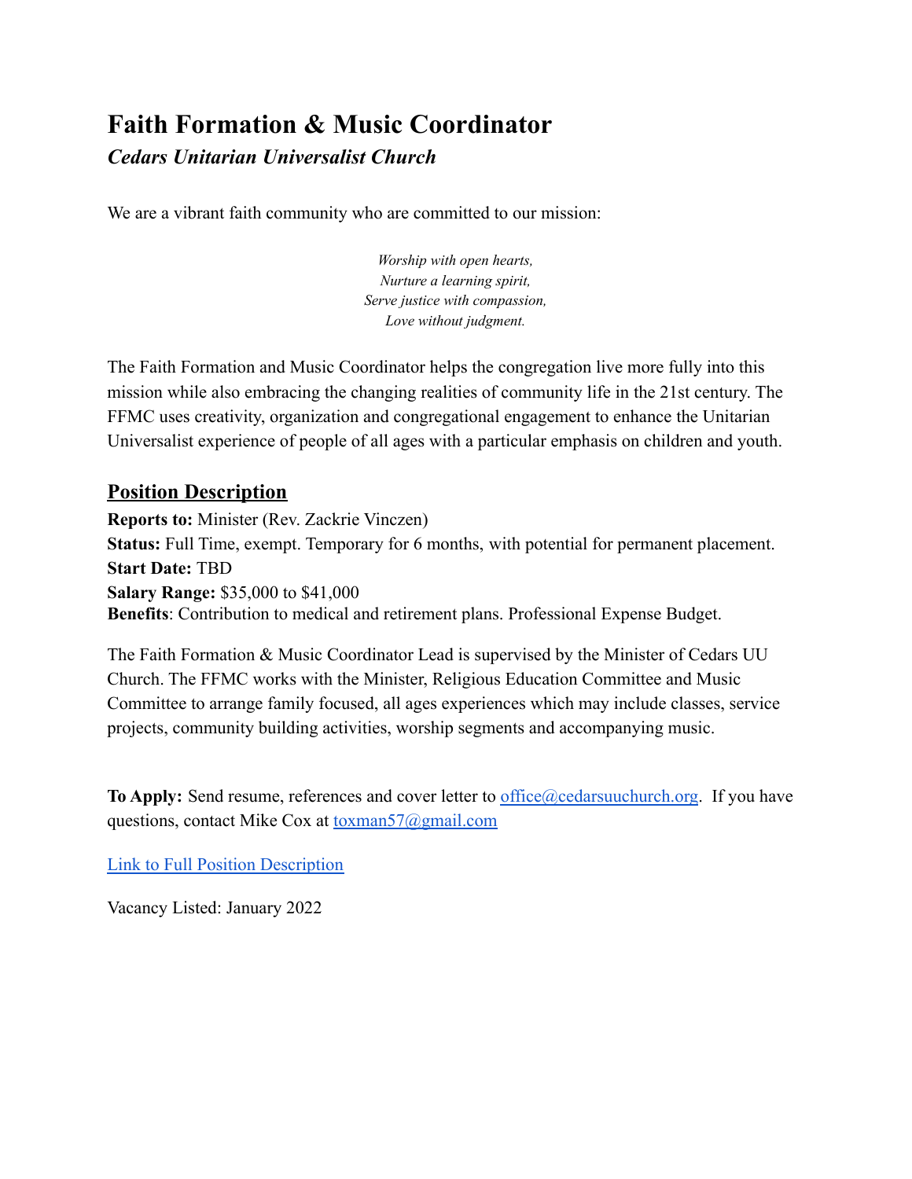# Faith Formation & Music Coordinator

***Cedars Unitarian Universalist Church***

We are a vibrant faith community who are committed to our mission:

*Worship with open hearts,*
*Nurture a learning spirit,*
*Serve justice with compassion,*
*Love without judgment.*

The Faith Formation and Music Coordinator helps the congregation live more fully into this mission while also embracing the changing realities of community life in the 21st century. The FFMC uses creativity, organization and congregational engagement to enhance the Unitarian Universalist experience of people of all ages with a particular emphasis on children and youth.

## Position Description

**Reports to:** Minister (Rev. Zackrie Vinczen)
**Status:** Full Time, exempt. Temporary for 6 months, with potential for permanent placement.
**Start Date:** TBD
**Salary Range:** $35,000 to $41,000
**Benefits**: Contribution to medical and retirement plans. Professional Expense Budget.

The Faith Formation & Music Coordinator Lead is supervised by the Minister of Cedars UU Church. The FFMC works with the Minister, Religious Education Committee and Music Committee to arrange family focused, all ages experiences which may include classes, service projects, community building activities, worship segments and accompanying music.

**To Apply:** Send resume, references and cover letter to office@cedarsuuchurch.org. If you have questions, contact Mike Cox at toxman57@gmail.com

Link to Full Position Description

Vacancy Listed: January 2022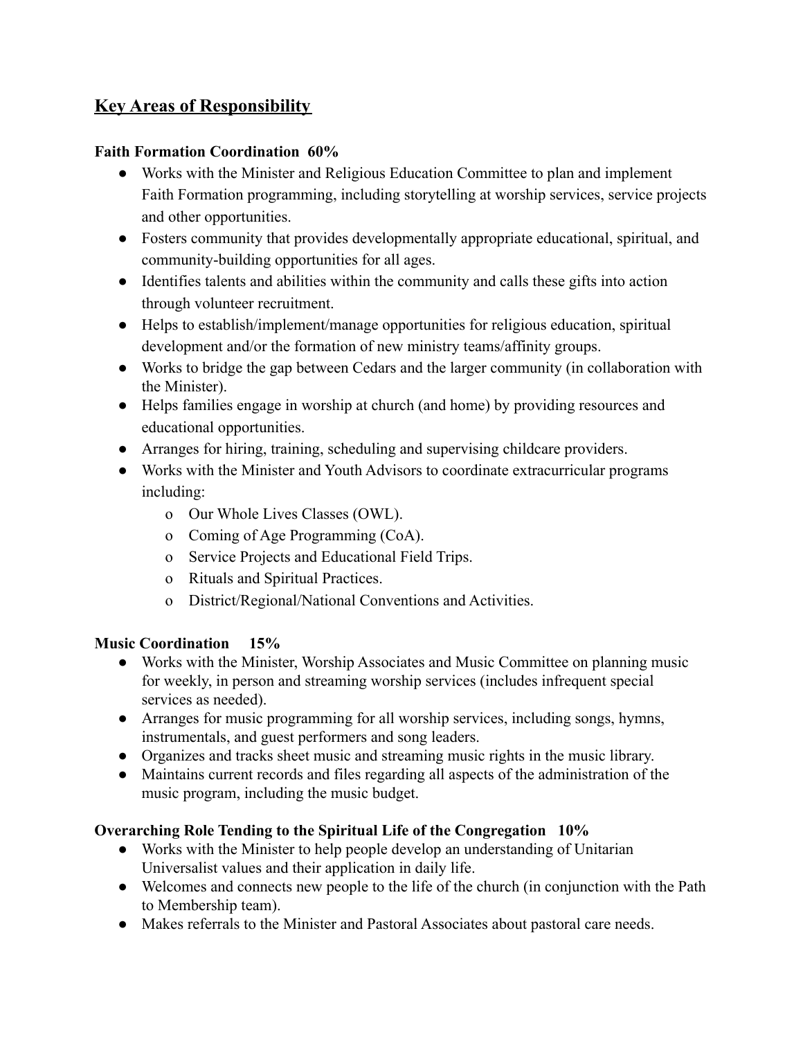## Key Areas of Responsibility

**Faith Formation Coordination 60%**

- Works with the Minister and Religious Education Committee to plan and implement Faith Formation programming, including storytelling at worship services, service projects and other opportunities.
- Fosters community that provides developmentally appropriate educational, spiritual, and community-building opportunities for all ages.
- Identifies talents and abilities within the community and calls these gifts into action through volunteer recruitment.
- Helps to establish/implement/manage opportunities for religious education, spiritual development and/or the formation of new ministry teams/affinity groups.
- Works to bridge the gap between Cedars and the larger community (in collaboration with the Minister).
- Helps families engage in worship at church (and home) by providing resources and educational opportunities.
- Arranges for hiring, training, scheduling and supervising childcare providers.
- Works with the Minister and Youth Advisors to coordinate extracurricular programs including:
    - Our Whole Lives Classes (OWL).
    - Coming of Age Programming (CoA).
    - Service Projects and Educational Field Trips.
    - Rituals and Spiritual Practices.
    - District/Regional/National Conventions and Activities.

**Music Coordination 15%**

- Works with the Minister, Worship Associates and Music Committee on planning music for weekly, in person and streaming worship services (includes infrequent special services as needed).
- Arranges for music programming for all worship services, including songs, hymns, instrumentals, and guest performers and song leaders.
- Organizes and tracks sheet music and streaming music rights in the music library.
- Maintains current records and files regarding all aspects of the administration of the music program, including the music budget.

**Overarching Role Tending to the Spiritual Life of the Congregation 10%**

- Works with the Minister to help people develop an understanding of Unitarian Universalist values and their application in daily life.
- Welcomes and connects new people to the life of the church (in conjunction with the Path to Membership team).
- Makes referrals to the Minister and Pastoral Associates about pastoral care needs.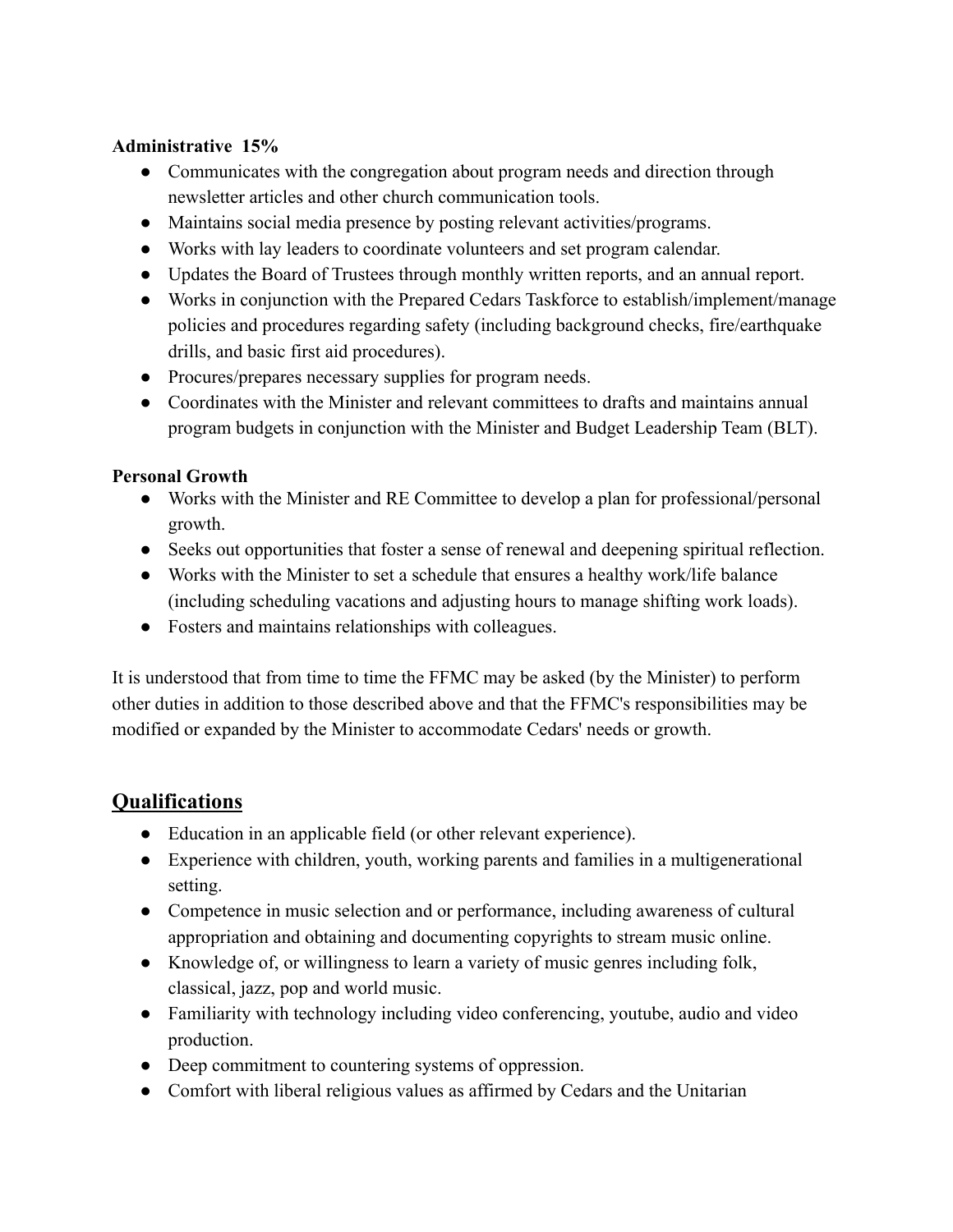**Administrative 15%**

- Communicates with the congregation about program needs and direction through newsletter articles and other church communication tools.
- Maintains social media presence by posting relevant activities/programs.
- Works with lay leaders to coordinate volunteers and set program calendar.
- Updates the Board of Trustees through monthly written reports, and an annual report.
- Works in conjunction with the Prepared Cedars Taskforce to establish/implement/manage policies and procedures regarding safety (including background checks, fire/earthquake drills, and basic first aid procedures).
- Procures/prepares necessary supplies for program needs.
- Coordinates with the Minister and relevant committees to drafts and maintains annual program budgets in conjunction with the Minister and Budget Leadership Team (BLT).

**Personal Growth**

- Works with the Minister and RE Committee to develop a plan for professional/personal growth.
- Seeks out opportunities that foster a sense of renewal and deepening spiritual reflection.
- Works with the Minister to set a schedule that ensures a healthy work/life balance (including scheduling vacations and adjusting hours to manage shifting work loads).
- Fosters and maintains relationships with colleagues.

It is understood that from time to time the FFMC may be asked (by the Minister) to perform other duties in addition to those described above and that the FFMC's responsibilities may be modified or expanded by the Minister to accommodate Cedars' needs or growth.

## Qualifications

- Education in an applicable field (or other relevant experience).
- Experience with children, youth, working parents and families in a multigenerational setting.
- Competence in music selection and or performance, including awareness of cultural appropriation and obtaining and documenting copyrights to stream music online.
- Knowledge of, or willingness to learn a variety of music genres including folk, classical, jazz, pop and world music.
- Familiarity with technology including video conferencing, youtube, audio and video production.
- Deep commitment to countering systems of oppression.
- Comfort with liberal religious values as affirmed by Cedars and the Unitarian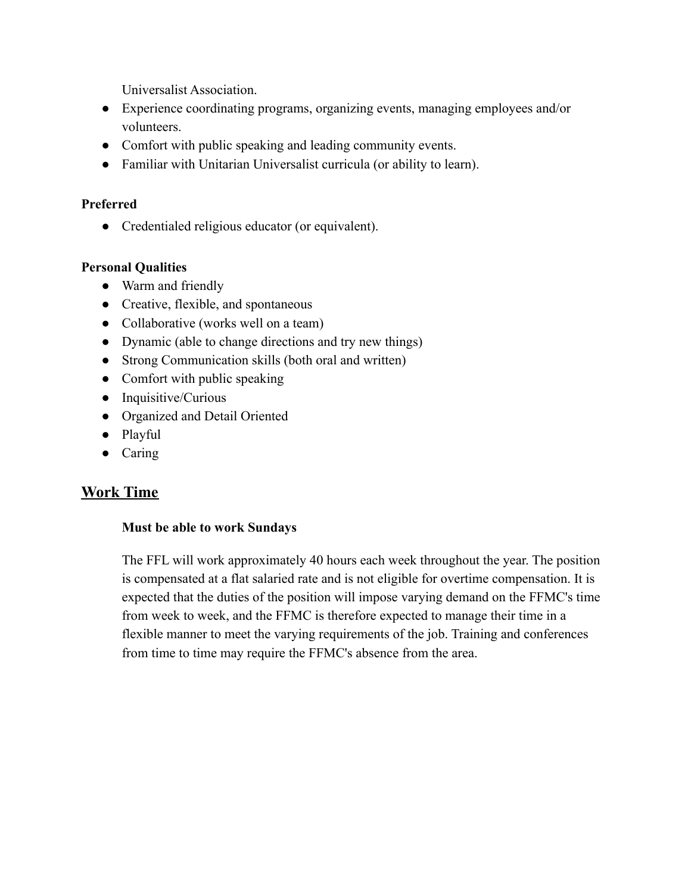Universalist Association.

- Experience coordinating programs, organizing events, managing employees and/or volunteers.
- Comfort with public speaking and leading community events.
- Familiar with Unitarian Universalist curricula (or ability to learn).

**Preferred**

- Credentialed religious educator (or equivalent).

**Personal Qualities**

- Warm and friendly
- Creative, flexible, and spontaneous
- Collaborative (works well on a team)
- Dynamic (able to change directions and try new things)
- Strong Communication skills (both oral and written)
- Comfort with public speaking
- Inquisitive/Curious
- Organized and Detail Oriented
- Playful
- Caring

## Work Time

**Must be able to work Sundays**

The FFL will work approximately 40 hours each week throughout the year. The position is compensated at a flat salaried rate and is not eligible for overtime compensation. It is expected that the duties of the position will impose varying demand on the FFMC's time from week to week, and the FFMC is therefore expected to manage their time in a flexible manner to meet the varying requirements of the job. Training and conferences from time to time may require the FFMC's absence from the area.